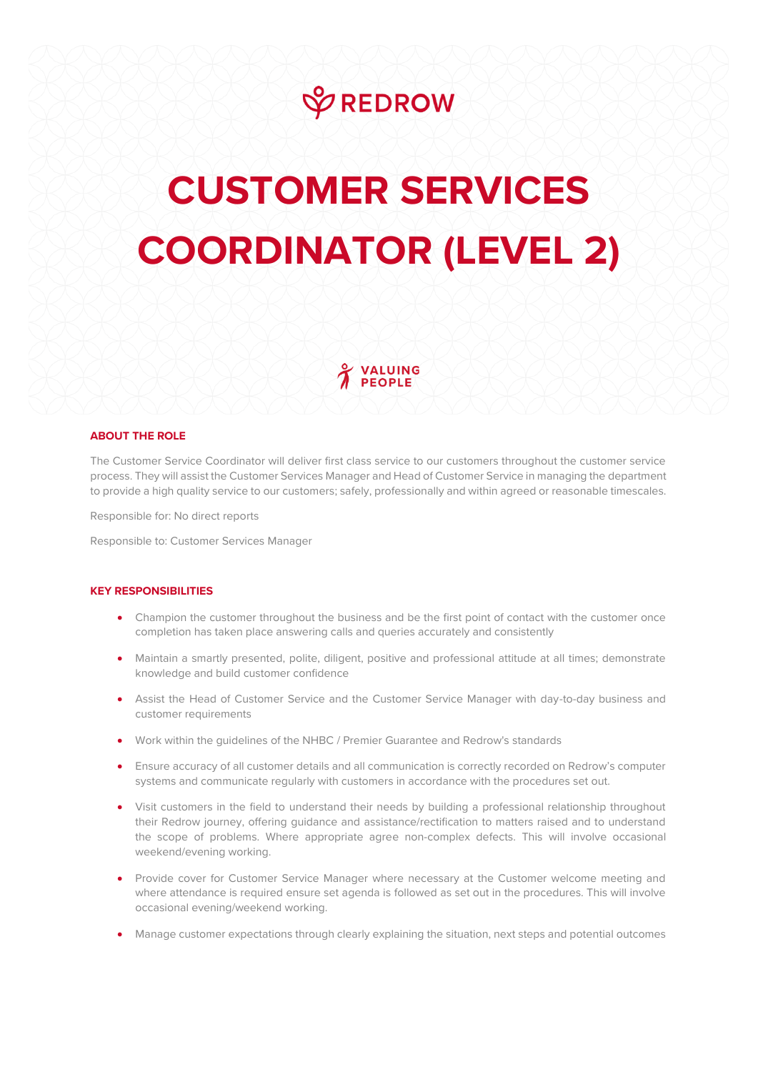REDROW

# CUSTOMER SERVICES COORDINATOR (LEVEL 2)

VALUING PEOPLE

## ABOUT THE ROLE

The Customer Service Coordinator will deliver first class service to our customers throughout the customer service process. They will assist the Customer Services Manager and Head of Customer Service in managing the department to provide a high quality service to our customers; safely, professionally and within agreed or reasonable timescales.

Responsible for: No direct reports

Responsible to: Customer Services Manager

## KEY RESPONSIBILITIES

- Champion the customer throughout the business and be the first point of contact with the customer once completion has taken place answering calls and queries accurately and consistently
- Maintain a smartly presented, polite, diligent, positive and professional attitude at all times; demonstrate knowledge and build customer confidence
- Assist the Head of Customer Service and the Customer Service Manager with day-to-day business and customer requirements
- Work within the guidelines of the NHBC / Premier Guarantee and Redrow's standards
- Ensure accuracy of all customer details and all communication is correctly recorded on Redrow's computer systems and communicate regularly with customers in accordance with the procedures set out.
- Visit customers in the field to understand their needs by building a professional relationship throughout their Redrow journey, offering guidance and assistance/rectification to matters raised and to understand the scope of problems. Where appropriate agree non-complex defects. This will involve occasional weekend/evening working.
- Provide cover for Customer Service Manager where necessary at the Customer welcome meeting and where attendance is required ensure set agenda is followed as set out in the procedures. This will involve occasional evening/weekend working.
- Manage customer expectations through clearly explaining the situation, next steps and potential outcomes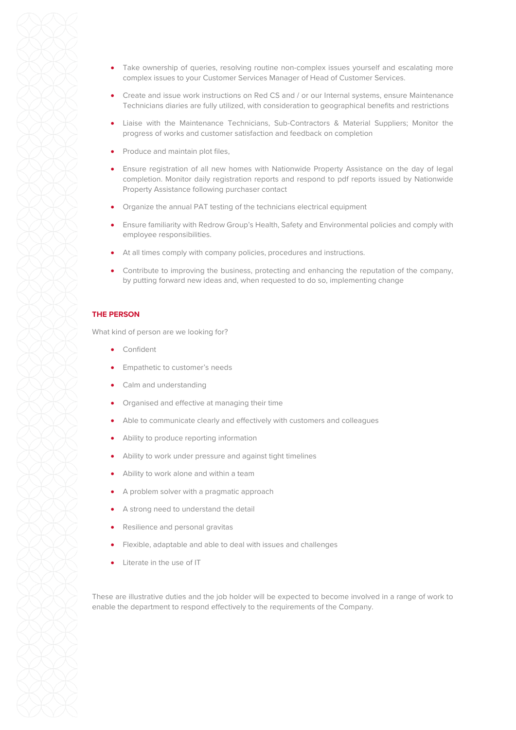- Take ownership of queries, resolving routine non-complex issues yourself and escalating more complex issues to your Customer Services Manager of Head of Customer Services.
- Create and issue work instructions on Red CS and / or our Internal systems, ensure Maintenance Technicians diaries are fully utilized, with consideration to geographical benefits and restrictions
- Liaise with the Maintenance Technicians, Sub-Contractors & Material Suppliers; Monitor the progress of works and customer satisfaction and feedback on completion
- Produce and maintain plot files,
- Ensure registration of all new homes with Nationwide Property Assistance on the day of legal completion. Monitor daily registration reports and respond to pdf reports issued by Nationwide Property Assistance following purchaser contact
- Organize the annual PAT testing of the technicians electrical equipment
- Ensure familiarity with Redrow Group's Health, Safety and Environmental policies and comply with employee responsibilities.
- At all times comply with company policies, procedures and instructions.
- Contribute to improving the business, protecting and enhancing the reputation of the company, by putting forward new ideas and, when requested to do so, implementing change

## THE PERSON

What kind of person are we looking for?

- Confident
- Empathetic to customer's needs
- Calm and understanding
- Organised and effective at managing their time
- Able to communicate clearly and effectively with customers and colleagues
- Ability to produce reporting information
- Ability to work under pressure and against tight timelines
- Ability to work alone and within a team
- A problem solver with a pragmatic approach
- A strong need to understand the detail
- Resilience and personal gravitas
- Flexible, adaptable and able to deal with issues and challenges
- Literate in the use of IT

These are illustrative duties and the job holder will be expected to become involved in a range of work to enable the department to respond effectively to the requirements of the Company.